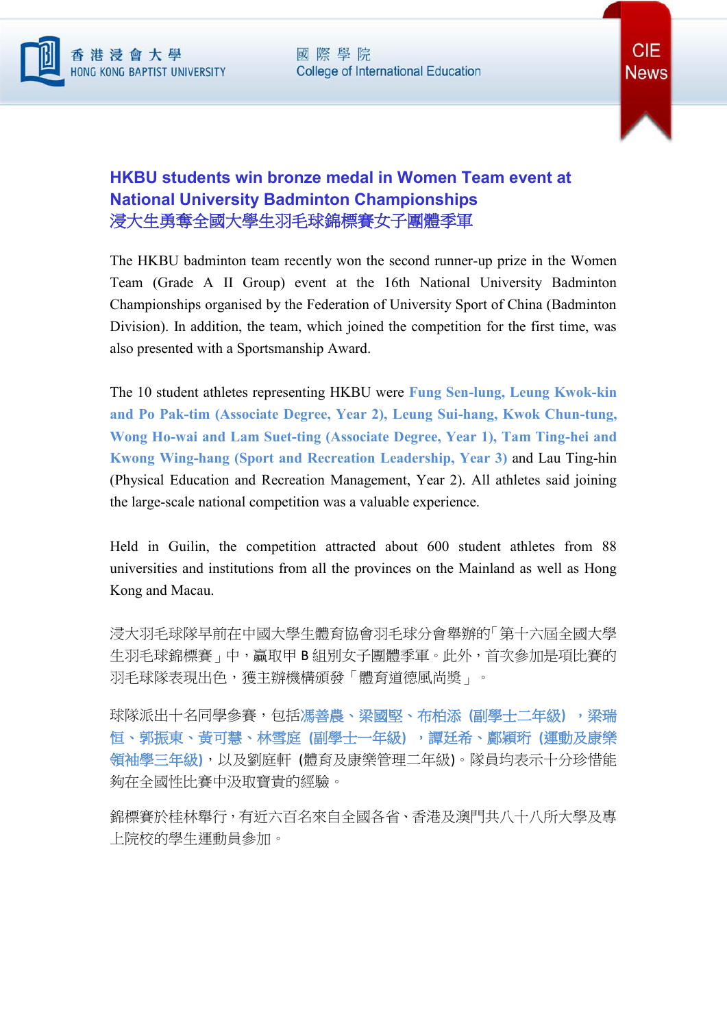## HKBU students win bronze medal in Women Team event at National University Badminton Championships
## 浸大生勇奪全國大學生羽毛球錦標賽女子團體季軍

The HKBU badminton team recently won the second runner-up prize in the Women Team (Grade A II Group) event at the 16th National University Badminton Championships organised by the Federation of University Sport of China (Badminton Division). In addition, the team, which joined the competition for the first time, was also presented with a Sportsmanship Award.

The 10 student athletes representing HKBU were **Fung Sen-lung, Leung Kwok-kin and Po Pak-tim (Associate Degree, Year 2), Leung Sui-hang, Kwok Chun-tung, Wong Ho-wai and Lam Suet-ting (Associate Degree, Year 1), Tam Ting-hei and Kwong Wing-hang (Sport and Recreation Leadership, Year 3)** and Lau Ting-hin (Physical Education and Recreation Management, Year 2). All athletes said joining the large-scale national competition was a valuable experience.

Held in Guilin, the competition attracted about 600 student athletes from 88 universities and institutions from all the provinces on the Mainland as well as Hong Kong and Macau.

浸大羽毛球隊早前在中國大學生體育協會羽毛球分會舉辦的「第十六屆全國大學生羽毛球錦標賽」中，贏取甲 B 組別女子團體季軍。此外，首次參加是項比賽的羽毛球隊表現出色，獲主辦機構頒發「體育道德風尚獎」。

球隊派出十名同學參賽，包括**馮善農、梁國堅、布柏添 (副學士二年級) ，梁瑞恒、郭振東、黃可慧、林雪庭 (副學士一年級) ，譚廷希、鄺穎珩 (運動及康樂領袖學三年級)**，以及劉庭軒 (體育及康樂管理二年級)。隊員均表示十分珍惜能夠在全國性比賽中汲取寶貴的經驗。

錦標賽於桂林舉行，有近六百名來自全國各省、香港及澳門共八十八所大學及專上院校的學生運動員參加。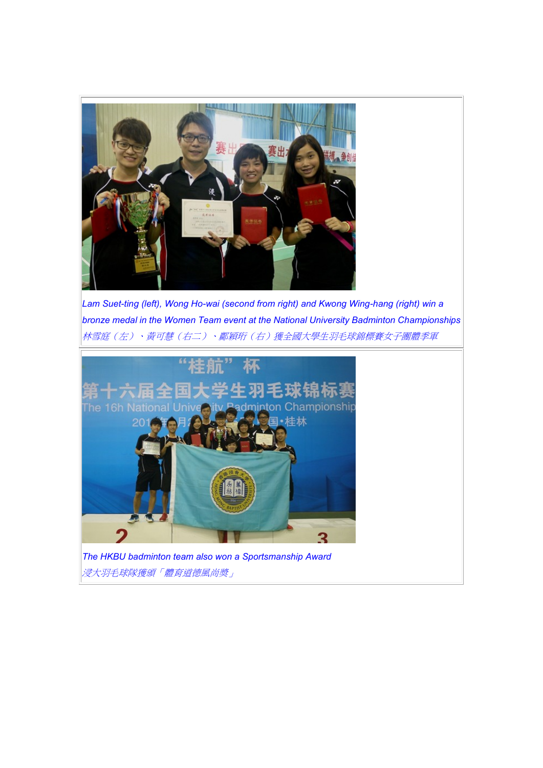*Lam Suet-ting (left), Wong Ho-wai (second from right) and Kwong Wing-hang (right) win a bronze medal in the Women Team event at the National University Badminton Championships*

*林雪庭（左）、黃可慧（右二）、鄺潁珩（右）獲全國大學生羽毛球錦標賽女子團體季軍*

*The HKBU badminton team also won a Sportsmanship Award*

*浸大羽毛球隊獲頒「體育道德風尚獎」*